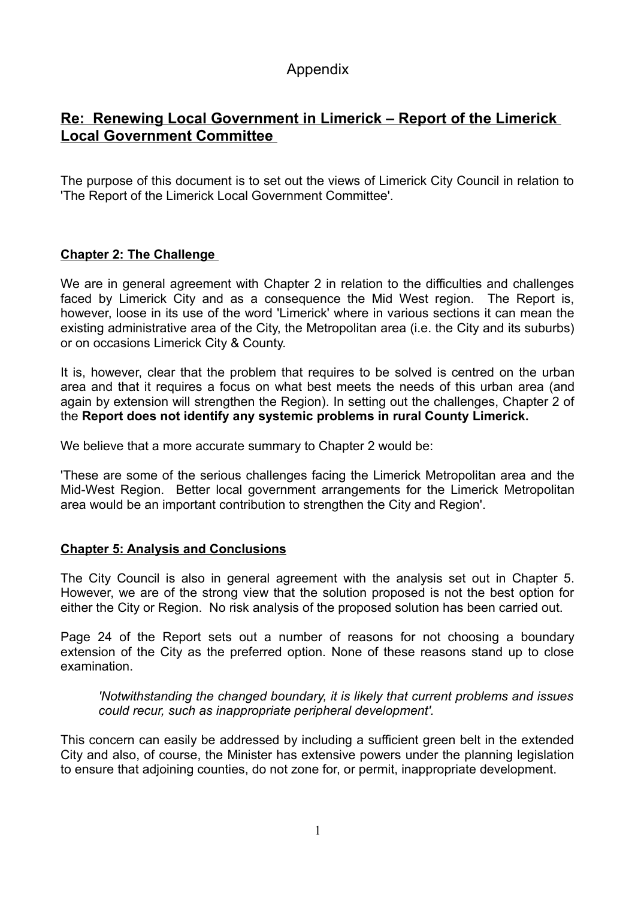# Appendix

## Re: Renewing Local Government in Limerick – Report of the Limerick Local Government Committee

The purpose of this document is to set out the views of Limerick City Council in relation to 'The Report of the Limerick Local Government Committee'.

### Chapter 2: The Challenge

We are in general agreement with Chapter 2 in relation to the difficulties and challenges faced by Limerick City and as a consequence the Mid West region. The Report is, however, loose in its use of the word 'Limerick' where in various sections it can mean the existing administrative area of the City, the Metropolitan area (i.e. the City and its suburbs) or on occasions Limerick City & County.

It is, however, clear that the problem that requires to be solved is centred on the urban area and that it requires a focus on what best meets the needs of this urban area (and again by extension will strengthen the Region). In setting out the challenges, Chapter 2 of the **Report does not identify any systemic problems in rural County Limerick.**

We believe that a more accurate summary to Chapter 2 would be:

'These are some of the serious challenges facing the Limerick Metropolitan area and the Mid-West Region. Better local government arrangements for the Limerick Metropolitan area would be an important contribution to strengthen the City and Region'.

### Chapter 5: Analysis and Conclusions

The City Council is also in general agreement with the analysis set out in Chapter 5. However, we are of the strong view that the solution proposed is not the best option for either the City or Region. No risk analysis of the proposed solution has been carried out.

Page 24 of the Report sets out a number of reasons for not choosing a boundary extension of the City as the preferred option. None of these reasons stand up to close examination.

> *'Notwithstanding the changed boundary, it is likely that current problems and issues could recur, such as inappropriate peripheral development'.*

This concern can easily be addressed by including a sufficient green belt in the extended City and also, of course, the Minister has extensive powers under the planning legislation to ensure that adjoining counties, do not zone for, or permit, inappropriate development.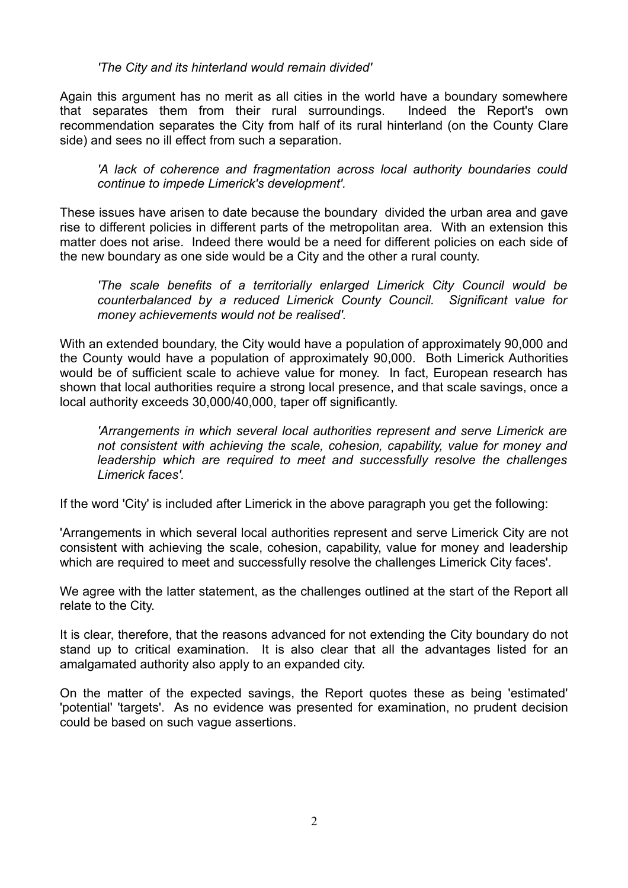*'The City and its hinterland would remain divided'*

Again this argument has no merit as all cities in the world have a boundary somewhere that separates them from their rural surroundings. Indeed the Report's own recommendation separates the City from half of its rural hinterland (on the County Clare side) and sees no ill effect from such a separation.

*'A lack of coherence and fragmentation across local authority boundaries could continue to impede Limerick's development'.*

These issues have arisen to date because the boundary divided the urban area and gave rise to different policies in different parts of the metropolitan area. With an extension this matter does not arise. Indeed there would be a need for different policies on each side of the new boundary as one side would be a City and the other a rural county.

*'The scale benefits of a territorially enlarged Limerick City Council would be counterbalanced by a reduced Limerick County Council. Significant value for money achievements would not be realised'.*

With an extended boundary, the City would have a population of approximately 90,000 and the County would have a population of approximately 90,000. Both Limerick Authorities would be of sufficient scale to achieve value for money. In fact, European research has shown that local authorities require a strong local presence, and that scale savings, once a local authority exceeds 30,000/40,000, taper off significantly.

*'Arrangements in which several local authorities represent and serve Limerick are not consistent with achieving the scale, cohesion, capability, value for money and leadership which are required to meet and successfully resolve the challenges Limerick faces'.*

If the word 'City' is included after Limerick in the above paragraph you get the following:

'Arrangements in which several local authorities represent and serve Limerick City are not consistent with achieving the scale, cohesion, capability, value for money and leadership which are required to meet and successfully resolve the challenges Limerick City faces'.

We agree with the latter statement, as the challenges outlined at the start of the Report all relate to the City.

It is clear, therefore, that the reasons advanced for not extending the City boundary do not stand up to critical examination. It is also clear that all the advantages listed for an amalgamated authority also apply to an expanded city.

On the matter of the expected savings, the Report quotes these as being 'estimated' 'potential' 'targets'. As no evidence was presented for examination, no prudent decision could be based on such vague assertions.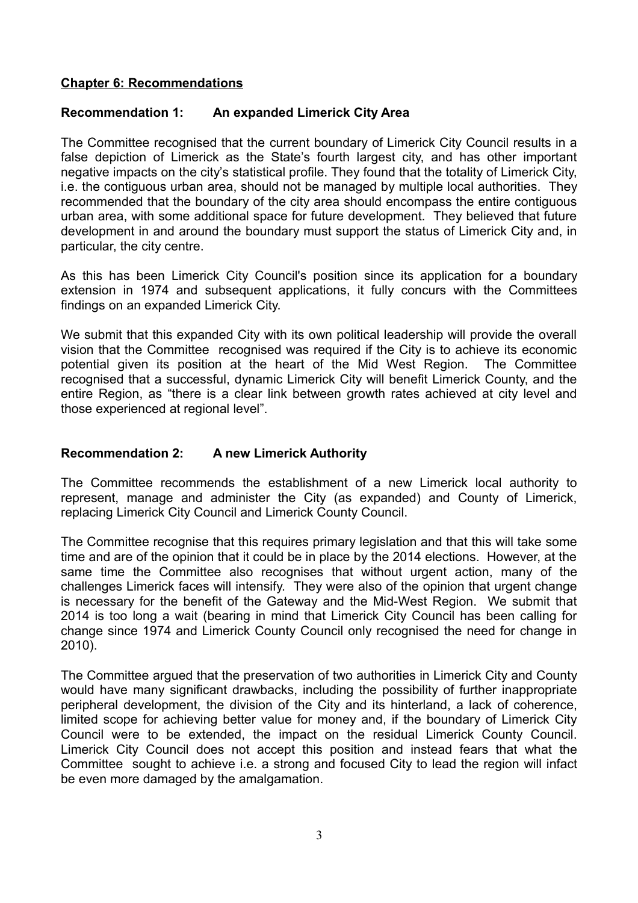## Chapter 6: Recommendations

### Recommendation 1: An expanded Limerick City Area

The Committee recognised that the current boundary of Limerick City Council results in a false depiction of Limerick as the State's fourth largest city, and has other important negative impacts on the city's statistical profile. They found that the totality of Limerick City, i.e. the contiguous urban area, should not be managed by multiple local authorities. They recommended that the boundary of the city area should encompass the entire contiguous urban area, with some additional space for future development. They believed that future development in and around the boundary must support the status of Limerick City and, in particular, the city centre.

As this has been Limerick City Council's position since its application for a boundary extension in 1974 and subsequent applications, it fully concurs with the Committees findings on an expanded Limerick City.

We submit that this expanded City with its own political leadership will provide the overall vision that the Committee recognised was required if the City is to achieve its economic potential given its position at the heart of the Mid West Region. The Committee recognised that a successful, dynamic Limerick City will benefit Limerick County, and the entire Region, as "there is a clear link between growth rates achieved at city level and those experienced at regional level".

### Recommendation 2: A new Limerick Authority

The Committee recommends the establishment of a new Limerick local authority to represent, manage and administer the City (as expanded) and County of Limerick, replacing Limerick City Council and Limerick County Council.

The Committee recognise that this requires primary legislation and that this will take some time and are of the opinion that it could be in place by the 2014 elections. However, at the same time the Committee also recognises that without urgent action, many of the challenges Limerick faces will intensify. They were also of the opinion that urgent change is necessary for the benefit of the Gateway and the Mid-West Region. We submit that 2014 is too long a wait (bearing in mind that Limerick City Council has been calling for change since 1974 and Limerick County Council only recognised the need for change in 2010).

The Committee argued that the preservation of two authorities in Limerick City and County would have many significant drawbacks, including the possibility of further inappropriate peripheral development, the division of the City and its hinterland, a lack of coherence, limited scope for achieving better value for money and, if the boundary of Limerick City Council were to be extended, the impact on the residual Limerick County Council. Limerick City Council does not accept this position and instead fears that what the Committee sought to achieve i.e. a strong and focused City to lead the region will infact be even more damaged by the amalgamation.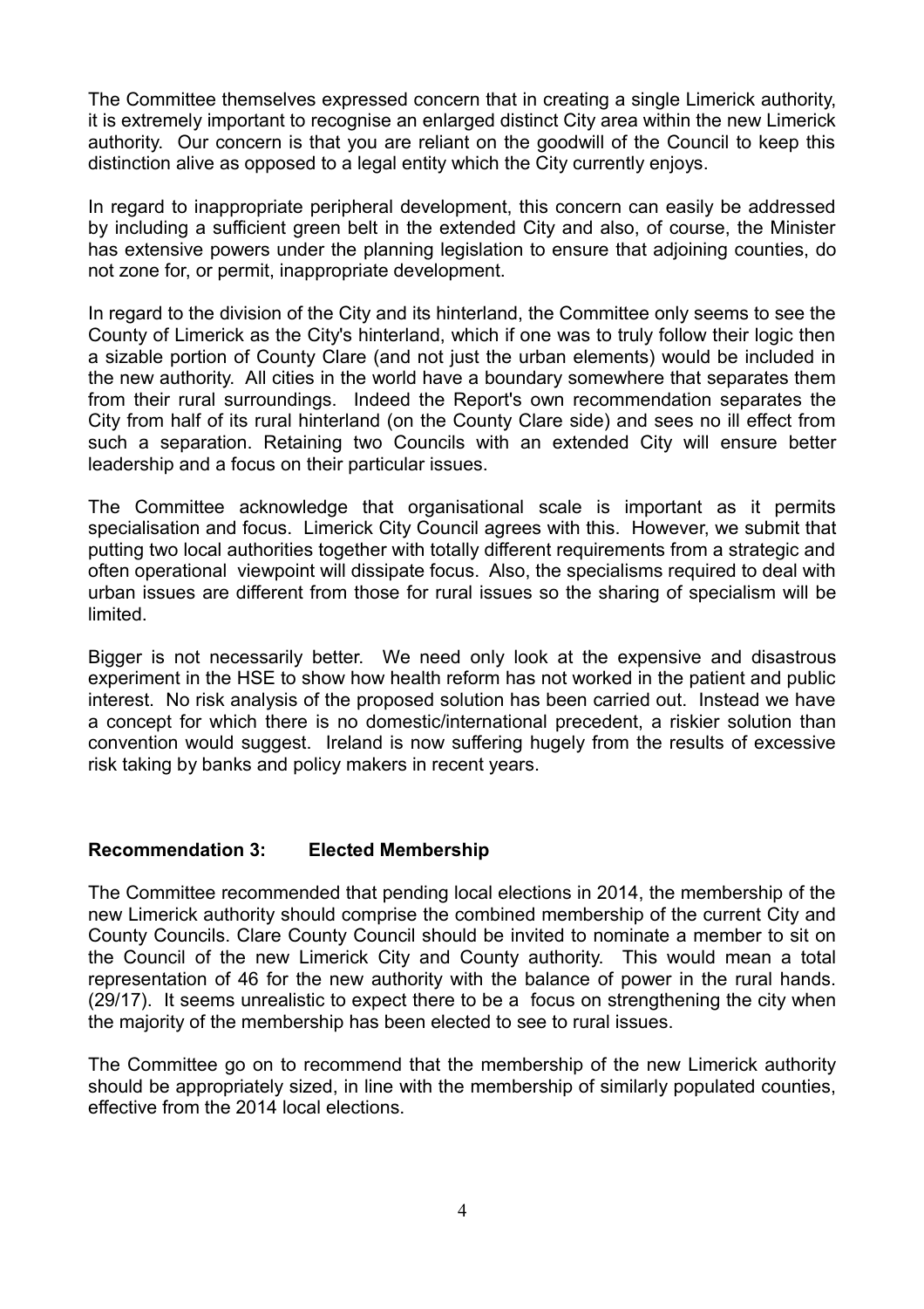The Committee themselves expressed concern that in creating a single Limerick authority, it is extremely important to recognise an enlarged distinct City area within the new Limerick authority. Our concern is that you are reliant on the goodwill of the Council to keep this distinction alive as opposed to a legal entity which the City currently enjoys.

In regard to inappropriate peripheral development, this concern can easily be addressed by including a sufficient green belt in the extended City and also, of course, the Minister has extensive powers under the planning legislation to ensure that adjoining counties, do not zone for, or permit, inappropriate development.

In regard to the division of the City and its hinterland, the Committee only seems to see the County of Limerick as the City's hinterland, which if one was to truly follow their logic then a sizable portion of County Clare (and not just the urban elements) would be included in the new authority. All cities in the world have a boundary somewhere that separates them from their rural surroundings. Indeed the Report's own recommendation separates the City from half of its rural hinterland (on the County Clare side) and sees no ill effect from such a separation. Retaining two Councils with an extended City will ensure better leadership and a focus on their particular issues.

The Committee acknowledge that organisational scale is important as it permits specialisation and focus. Limerick City Council agrees with this. However, we submit that putting two local authorities together with totally different requirements from a strategic and often operational viewpoint will dissipate focus. Also, the specialisms required to deal with urban issues are different from those for rural issues so the sharing of specialism will be limited.

Bigger is not necessarily better. We need only look at the expensive and disastrous experiment in the HSE to show how health reform has not worked in the patient and public interest. No risk analysis of the proposed solution has been carried out. Instead we have a concept for which there is no domestic/international precedent, a riskier solution than convention would suggest. Ireland is now suffering hugely from the results of excessive risk taking by banks and policy makers in recent years.

**Recommendation 3: Elected Membership**

The Committee recommended that pending local elections in 2014, the membership of the new Limerick authority should comprise the combined membership of the current City and County Councils. Clare County Council should be invited to nominate a member to sit on the Council of the new Limerick City and County authority. This would mean a total representation of 46 for the new authority with the balance of power in the rural hands. (29/17). It seems unrealistic to expect there to be a focus on strengthening the city when the majority of the membership has been elected to see to rural issues.

The Committee go on to recommend that the membership of the new Limerick authority should be appropriately sized, in line with the membership of similarly populated counties, effective from the 2014 local elections.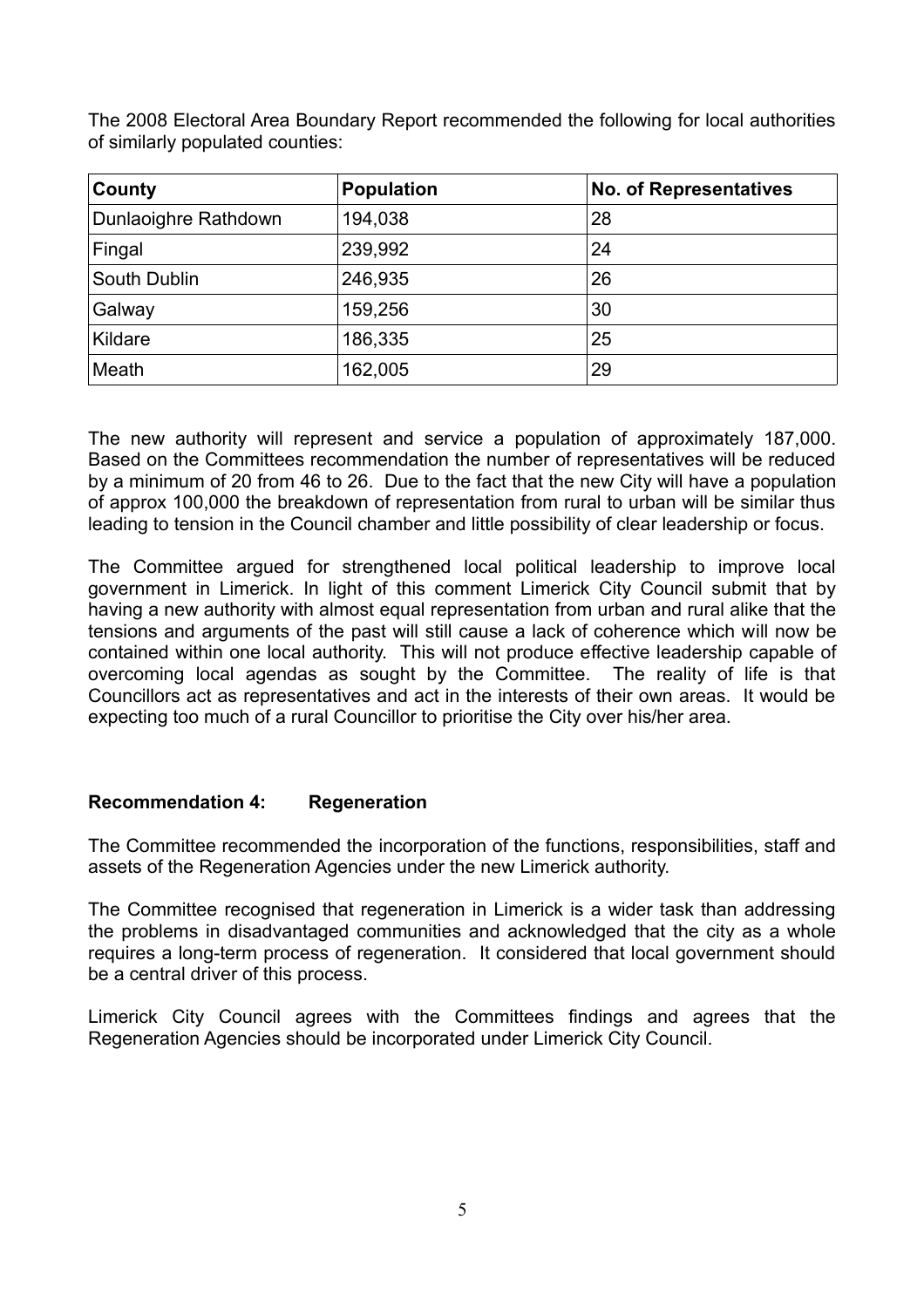The 2008 Electoral Area Boundary Report recommended the following for local authorities of similarly populated counties:

| County | Population | No. of Representatives |
| --- | --- | --- |
| Dunlaoighre Rathdown | 194,038 | 28 |
| Fingal | 239,992 | 24 |
| South Dublin | 246,935 | 26 |
| Galway | 159,256 | 30 |
| Kildare | 186,335 | 25 |
| Meath | 162,005 | 29 |

The new authority will represent and service a population of approximately 187,000. Based on the Committees recommendation the number of representatives will be reduced by a minimum of 20 from 46 to 26. Due to the fact that the new City will have a population of approx 100,000 the breakdown of representation from rural to urban will be similar thus leading to tension in the Council chamber and little possibility of clear leadership or focus.

The Committee argued for strengthened local political leadership to improve local government in Limerick. In light of this comment Limerick City Council submit that by having a new authority with almost equal representation from urban and rural alike that the tensions and arguments of the past will still cause a lack of coherence which will now be contained within one local authority. This will not produce effective leadership capable of overcoming local agendas as sought by the Committee. The reality of life is that Councillors act as representatives and act in the interests of their own areas. It would be expecting too much of a rural Councillor to prioritise the City over his/her area.

**Recommendation 4: Regeneration**

The Committee recommended the incorporation of the functions, responsibilities, staff and assets of the Regeneration Agencies under the new Limerick authority.

The Committee recognised that regeneration in Limerick is a wider task than addressing the problems in disadvantaged communities and acknowledged that the city as a whole requires a long-term process of regeneration. It considered that local government should be a central driver of this process.

Limerick City Council agrees with the Committees findings and agrees that the Regeneration Agencies should be incorporated under Limerick City Council.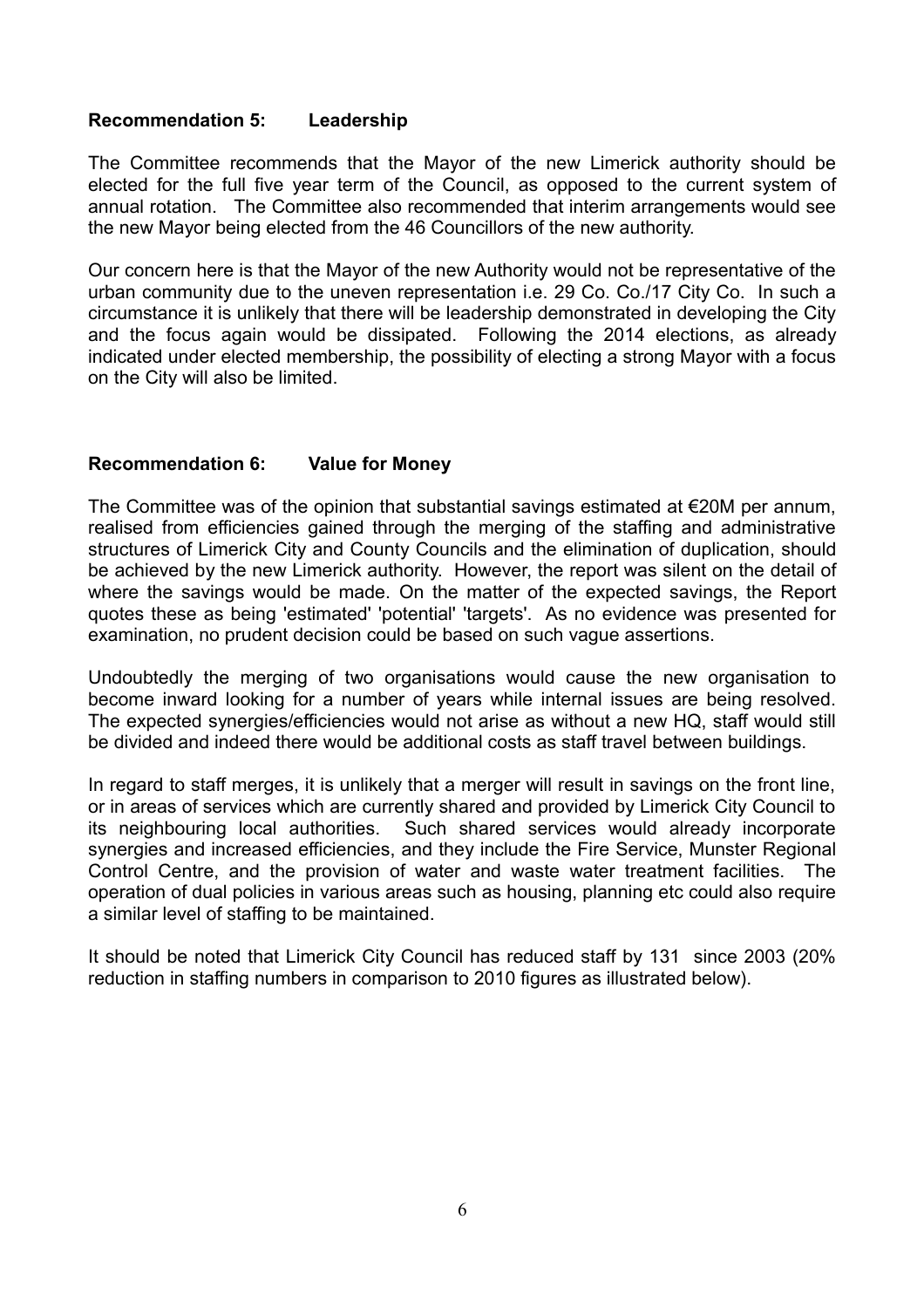**Recommendation 5: Leadership**

The Committee recommends that the Mayor of the new Limerick authority should be elected for the full five year term of the Council, as opposed to the current system of annual rotation. The Committee also recommended that interim arrangements would see the new Mayor being elected from the 46 Councillors of the new authority.

Our concern here is that the Mayor of the new Authority would not be representative of the urban community due to the uneven representation i.e. 29 Co. Co./17 City Co. In such a circumstance it is unlikely that there will be leadership demonstrated in developing the City and the focus again would be dissipated. Following the 2014 elections, as already indicated under elected membership, the possibility of electing a strong Mayor with a focus on the City will also be limited.

**Recommendation 6: Value for Money**

The Committee was of the opinion that substantial savings estimated at €20M per annum, realised from efficiencies gained through the merging of the staffing and administrative structures of Limerick City and County Councils and the elimination of duplication, should be achieved by the new Limerick authority. However, the report was silent on the detail of where the savings would be made. On the matter of the expected savings, the Report quotes these as being 'estimated' 'potential' 'targets'. As no evidence was presented for examination, no prudent decision could be based on such vague assertions.

Undoubtedly the merging of two organisations would cause the new organisation to become inward looking for a number of years while internal issues are being resolved. The expected synergies/efficiencies would not arise as without a new HQ, staff would still be divided and indeed there would be additional costs as staff travel between buildings.

In regard to staff merges, it is unlikely that a merger will result in savings on the front line, or in areas of services which are currently shared and provided by Limerick City Council to its neighbouring local authorities. Such shared services would already incorporate synergies and increased efficiencies, and they include the Fire Service, Munster Regional Control Centre, and the provision of water and waste water treatment facilities. The operation of dual policies in various areas such as housing, planning etc could also require a similar level of staffing to be maintained.

It should be noted that Limerick City Council has reduced staff by 131 since 2003 (20% reduction in staffing numbers in comparison to 2010 figures as illustrated below).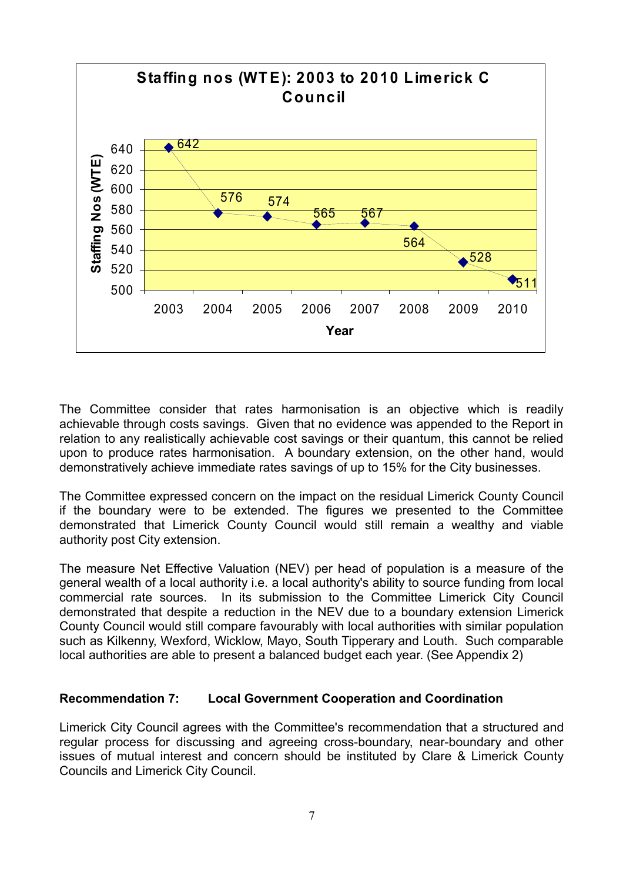**Staffing nos (WTE): 2003 to 2010 Limerick C Council**

| Year | Staffing Nos (WTE) |
|---|---|
| 2003 | 642 |
| 2004 | 576 |
| 2005 | 574 |
| 2006 | 565 |
| 2007 | 567 |
| 2008 | 564 |
| 2009 | 528 |
| 2010 | 511 |

The Committee consider that rates harmonisation is an objective which is readily achievable through costs savings. Given that no evidence was appended to the Report in relation to any realistically achievable cost savings or their quantum, this cannot be relied upon to produce rates harmonisation. A boundary extension, on the other hand, would demonstratively achieve immediate rates savings of up to 15% for the City businesses.

The Committee expressed concern on the impact on the residual Limerick County Council if the boundary were to be extended. The figures we presented to the Committee demonstrated that Limerick County Council would still remain a wealthy and viable authority post City extension.

The measure Net Effective Valuation (NEV) per head of population is a measure of the general wealth of a local authority i.e. a local authority's ability to source funding from local commercial rate sources. In its submission to the Committee Limerick City Council demonstrated that despite a reduction in the NEV due to a boundary extension Limerick County Council would still compare favourably with local authorities with similar population such as Kilkenny, Wexford, Wicklow, Mayo, South Tipperary and Louth. Such comparable local authorities are able to present a balanced budget each year. (See Appendix 2)

**Recommendation 7: Local Government Cooperation and Coordination**

Limerick City Council agrees with the Committee's recommendation that a structured and regular process for discussing and agreeing cross-boundary, near-boundary and other issues of mutual interest and concern should be instituted by Clare & Limerick County Councils and Limerick City Council.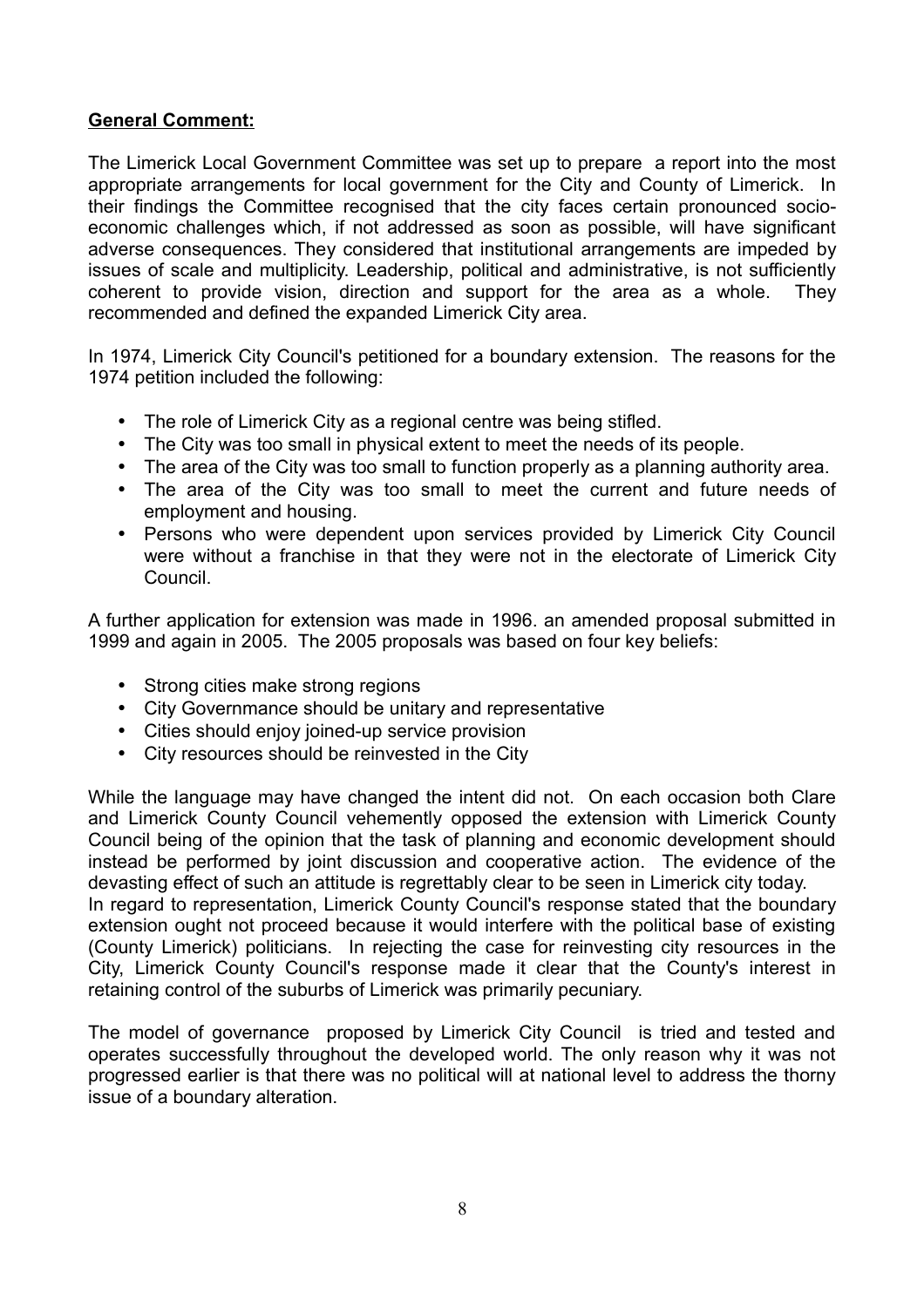**General Comment:**

The Limerick Local Government Committee was set up to prepare a report into the most appropriate arrangements for local government for the City and County of Limerick. In their findings the Committee recognised that the city faces certain pronounced socio-economic challenges which, if not addressed as soon as possible, will have significant adverse consequences. They considered that institutional arrangements are impeded by issues of scale and multiplicity. Leadership, political and administrative, is not sufficiently coherent to provide vision, direction and support for the area as a whole. They recommended and defined the expanded Limerick City area.

In 1974, Limerick City Council's petitioned for a boundary extension. The reasons for the 1974 petition included the following:

- The role of Limerick City as a regional centre was being stifled.
- The City was too small in physical extent to meet the needs of its people.
- The area of the City was too small to function properly as a planning authority area.
- The area of the City was too small to meet the current and future needs of employment and housing.
- Persons who were dependent upon services provided by Limerick City Council were without a franchise in that they were not in the electorate of Limerick City Council.

A further application for extension was made in 1996. an amended proposal submitted in 1999 and again in 2005. The 2005 proposals was based on four key beliefs:

- Strong cities make strong regions
- City Governmance should be unitary and representative
- Cities should enjoy joined-up service provision
- City resources should be reinvested in the City

While the language may have changed the intent did not. On each occasion both Clare and Limerick County Council vehemently opposed the extension with Limerick County Council being of the opinion that the task of planning and economic development should instead be performed by joint discussion and cooperative action. The evidence of the devasting effect of such an attitude is regrettably clear to be seen in Limerick city today.
In regard to representation, Limerick County Council's response stated that the boundary extension ought not proceed because it would interfere with the political base of existing (County Limerick) politicians. In rejecting the case for reinvesting city resources in the City, Limerick County Council's response made it clear that the County's interest in retaining control of the suburbs of Limerick was primarily pecuniary.

The model of governance proposed by Limerick City Council is tried and tested and operates successfully throughout the developed world. The only reason why it was not progressed earlier is that there was no political will at national level to address the thorny issue of a boundary alteration.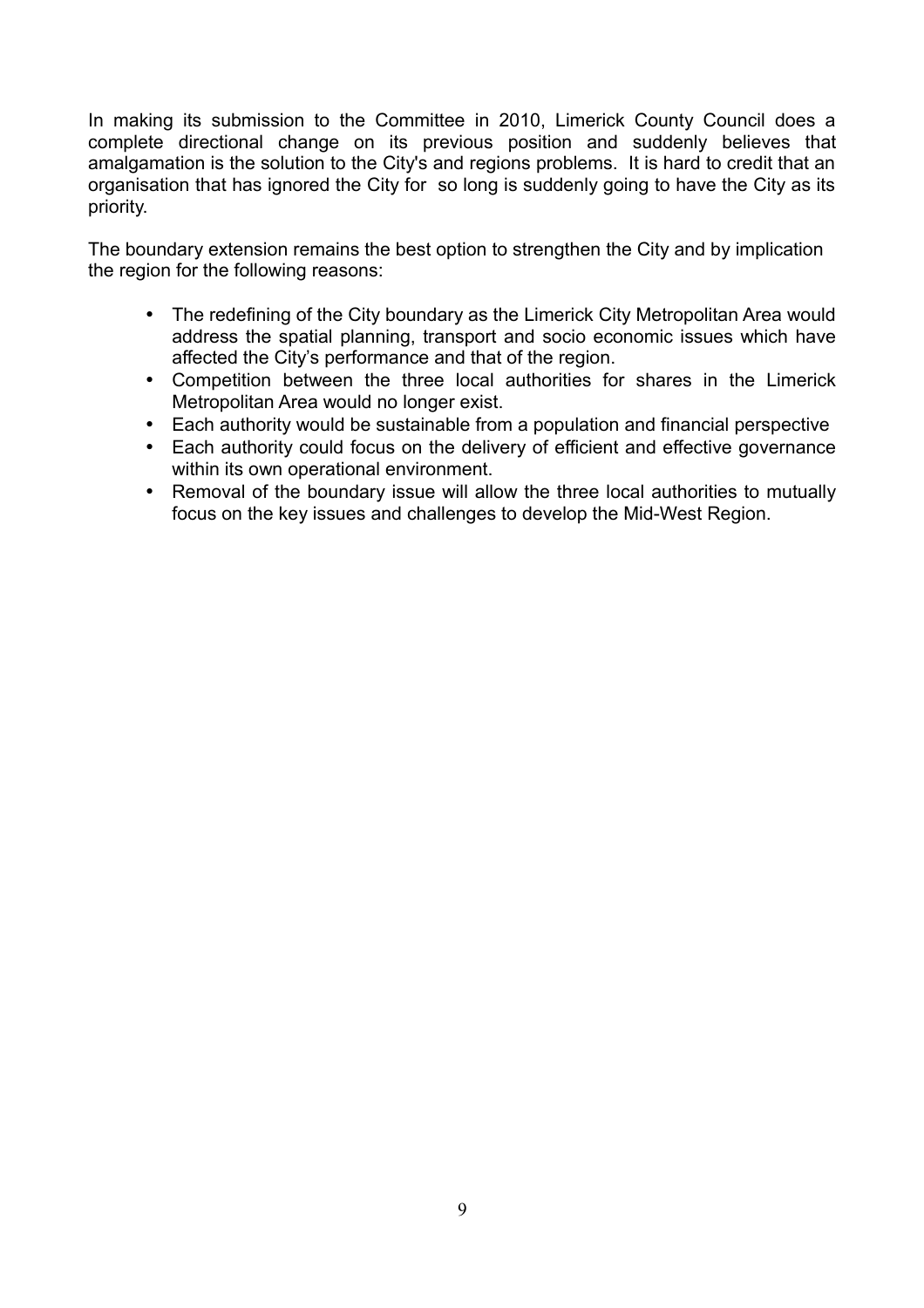In making its submission to the Committee in 2010, Limerick County Council does a complete directional change on its previous position and suddenly believes that amalgamation is the solution to the City's and regions problems. It is hard to credit that an organisation that has ignored the City for so long is suddenly going to have the City as its priority.

The boundary extension remains the best option to strengthen the City and by implication the region for the following reasons:

- The redefining of the City boundary as the Limerick City Metropolitan Area would address the spatial planning, transport and socio economic issues which have affected the City's performance and that of the region.
- Competition between the three local authorities for shares in the Limerick Metropolitan Area would no longer exist.
- Each authority would be sustainable from a population and financial perspective
- Each authority could focus on the delivery of efficient and effective governance within its own operational environment.
- Removal of the boundary issue will allow the three local authorities to mutually focus on the key issues and challenges to develop the Mid-West Region.